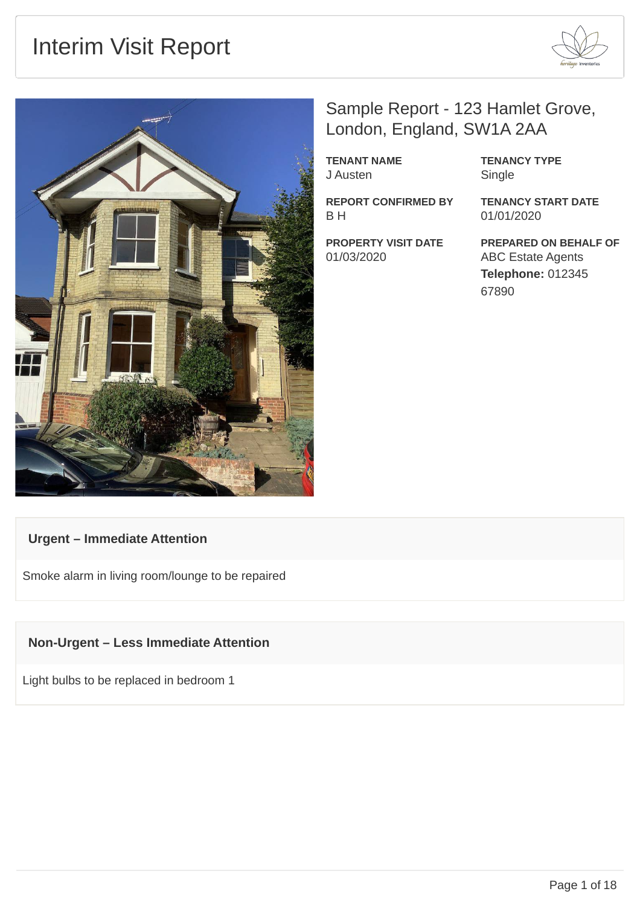# Interim Visit Report

## Sample Report - 123 Hamlet Grove, London, England, SW1A 2AA

**TENANT NAME**
J Austen

**TENANCY TYPE**
Single

**REPORT CONFIRMED BY**
B H

**TENANCY START DATE**
01/01/2020

**PROPERTY VISIT DATE**
01/03/2020

**PREPARED ON BEHALF OF**
ABC Estate Agents
**Telephone:** 012345 67890

### Urgent – Immediate Attention

Smoke alarm in living room/lounge to be repaired

### Non-Urgent – Less Immediate Attention

Light bulbs to be replaced in bedroom 1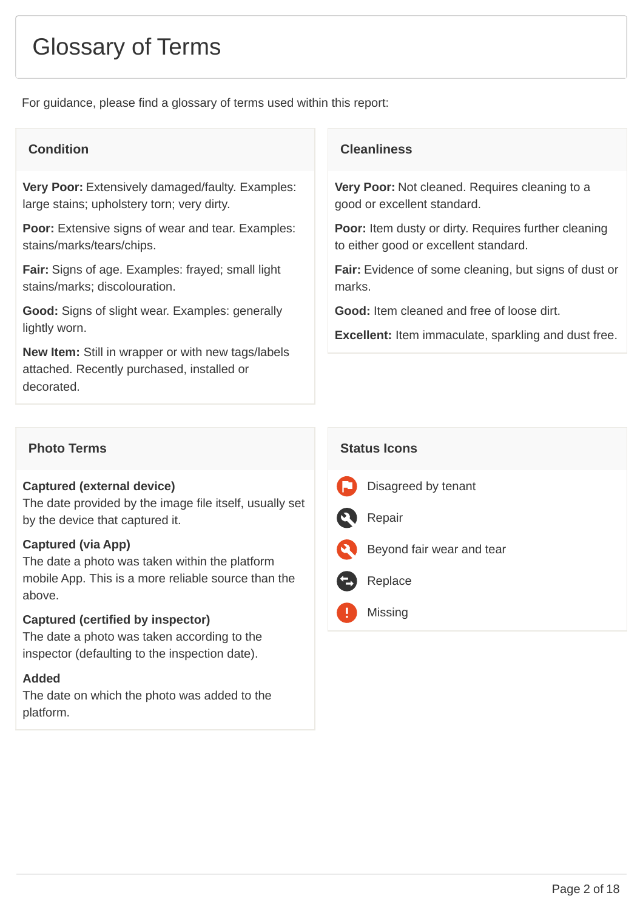# Glossary of Terms

For guidance, please find a glossary of terms used within this report:

## Condition

**Very Poor:** Extensively damaged/faulty. Examples: large stains; upholstery torn; very dirty.

**Poor:** Extensive signs of wear and tear. Examples: stains/marks/tears/chips.

**Fair:** Signs of age. Examples: frayed; small light stains/marks; discolouration.

**Good:** Signs of slight wear. Examples: generally lightly worn.

**New Item:** Still in wrapper or with new tags/labels attached. Recently purchased, installed or decorated.

## Cleanliness

**Very Poor:** Not cleaned. Requires cleaning to a good or excellent standard.

**Poor:** Item dusty or dirty. Requires further cleaning to either good or excellent standard.

**Fair:** Evidence of some cleaning, but signs of dust or marks.

**Good:** Item cleaned and free of loose dirt.

**Excellent:** Item immaculate, sparkling and dust free.

## Photo Terms

**Captured (external device)**
The date provided by the image file itself, usually set by the device that captured it.

**Captured (via App)**
The date a photo was taken within the platform mobile App. This is a more reliable source than the above.

**Captured (certified by inspector)**
The date a photo was taken according to the inspector (defaulting to the inspection date).

**Added**
The date on which the photo was added to the platform.

## Status Icons

- Disagreed by tenant
- Repair
- Beyond fair wear and tear
- Replace
- Missing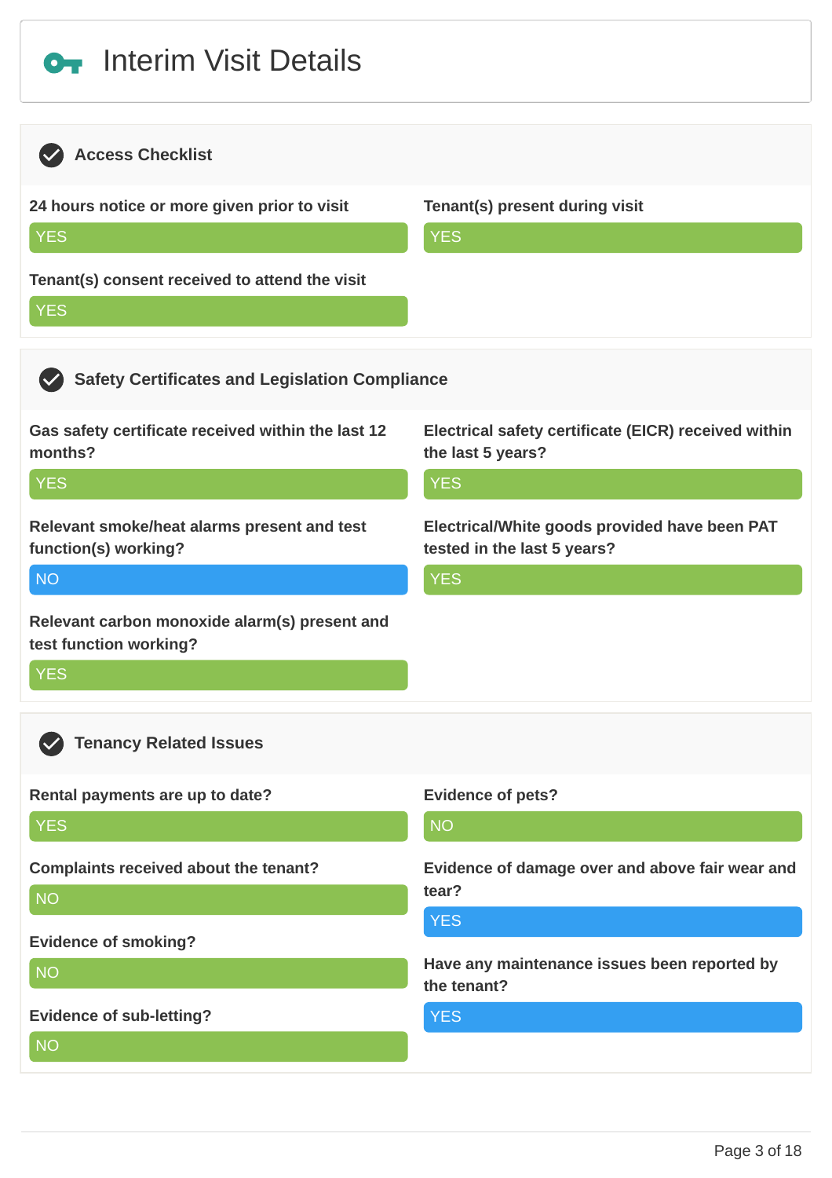# Interim Visit Details

## Access Checklist

**24 hours notice or more given prior to visit**
YES

**Tenant(s) present during visit**
YES

**Tenant(s) consent received to attend the visit**
YES

## Safety Certificates and Legislation Compliance

**Gas safety certificate received within the last 12 months?**
YES

**Electrical safety certificate (EICR) received within the last 5 years?**
YES

**Relevant smoke/heat alarms present and test function(s) working?**
NO

**Electrical/White goods provided have been PAT tested in the last 5 years?**
YES

**Relevant carbon monoxide alarm(s) present and test function working?**
YES

## Tenancy Related Issues

**Rental payments are up to date?**
YES

**Evidence of pets?**
NO

**Complaints received about the tenant?**
NO

**Evidence of damage over and above fair wear and tear?**
YES

**Evidence of smoking?**
NO

**Have any maintenance issues been reported by the tenant?**
YES

**Evidence of sub-letting?**
NO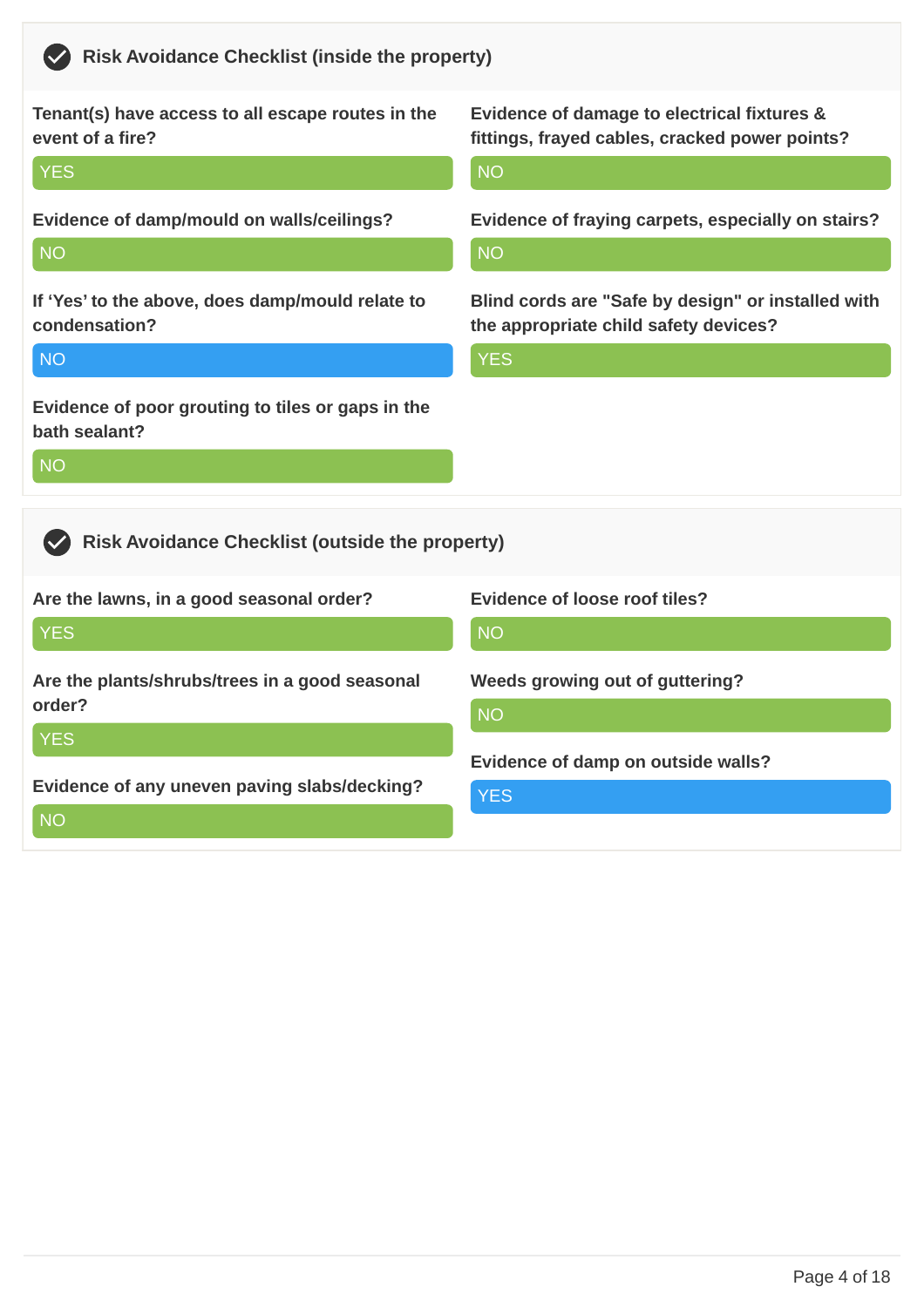## Risk Avoidance Checklist (inside the property)

**Tenant(s) have access to all escape routes in the event of a fire?**

YES

**Evidence of damp/mould on walls/ceilings?**

NO

**If 'Yes' to the above, does damp/mould relate to condensation?**

NO

**Evidence of poor grouting to tiles or gaps in the bath sealant?**

NO

**Evidence of damage to electrical fixtures & fittings, frayed cables, cracked power points?**

NO

**Evidence of fraying carpets, especially on stairs?**

NO

**Blind cords are "Safe by design" or installed with the appropriate child safety devices?**

YES

## Risk Avoidance Checklist (outside the property)

**Are the lawns, in a good seasonal order?**

YES

**Are the plants/shrubs/trees in a good seasonal order?**

YES

**Evidence of any uneven paving slabs/decking?**

NO

**Evidence of loose roof tiles?**

NO

**Weeds growing out of guttering?**

NO

**Evidence of damp on outside walls?**

YES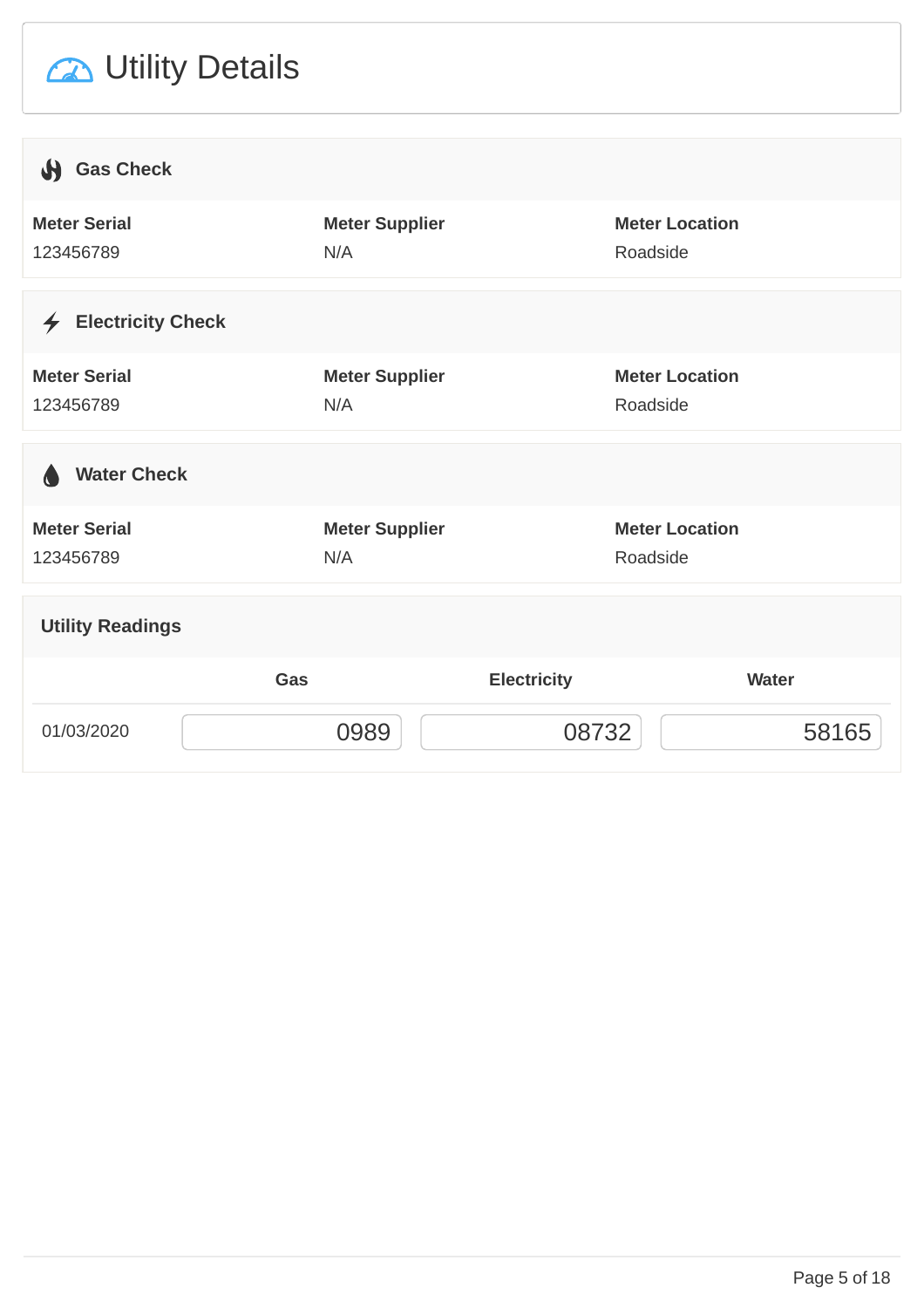# Utility Details

## Gas Check

| Meter Serial | Meter Supplier | Meter Location |
| --- | --- | --- |
| 123456789 | N/A | Roadside |

## Electricity Check

| Meter Serial | Meter Supplier | Meter Location |
| --- | --- | --- |
| 123456789 | N/A | Roadside |

## Water Check

| Meter Serial | Meter Supplier | Meter Location |
| --- | --- | --- |
| 123456789 | N/A | Roadside |

## Utility Readings

| | Gas | Electricity | Water |
| --- | --- | --- | --- |
| 01/03/2020 | 0989 | 08732 | 58165 |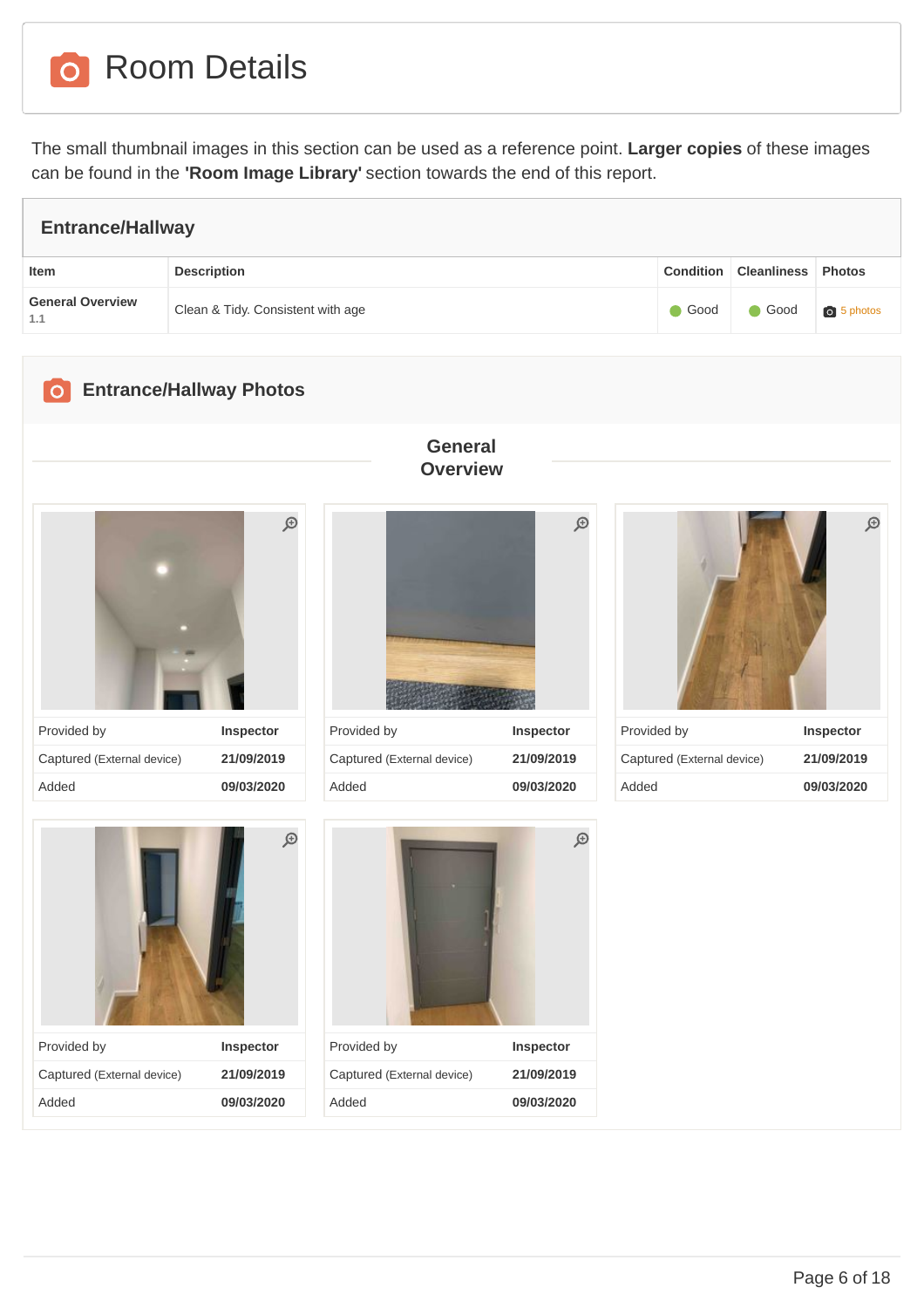# Room Details

The small thumbnail images in this section can be used as a reference point. **Larger copies** of these images can be found in the **'Room Image Library'** section towards the end of this report.

## Entrance/Hallway

| Item | Description | Condition | Cleanliness | Photos |
|---|---|---|---|---|
| **General Overview** 1.1 | Clean & Tidy. Consistent with age | Good | Good | 5 photos |

## Entrance/Hallway Photos

### General Overview

| Provided by | Inspector |
|---|---|
| Captured (External device) | 21/09/2019 |
| Added | 09/03/2020 |

| Provided by | Inspector |
|---|---|
| Captured (External device) | 21/09/2019 |
| Added | 09/03/2020 |

| Provided by | Inspector |
|---|---|
| Captured (External device) | 21/09/2019 |
| Added | 09/03/2020 |

| Provided by | Inspector |
|---|---|
| Captured (External device) | 21/09/2019 |
| Added | 09/03/2020 |

| Provided by | Inspector |
|---|---|
| Captured (External device) | 21/09/2019 |
| Added | 09/03/2020 |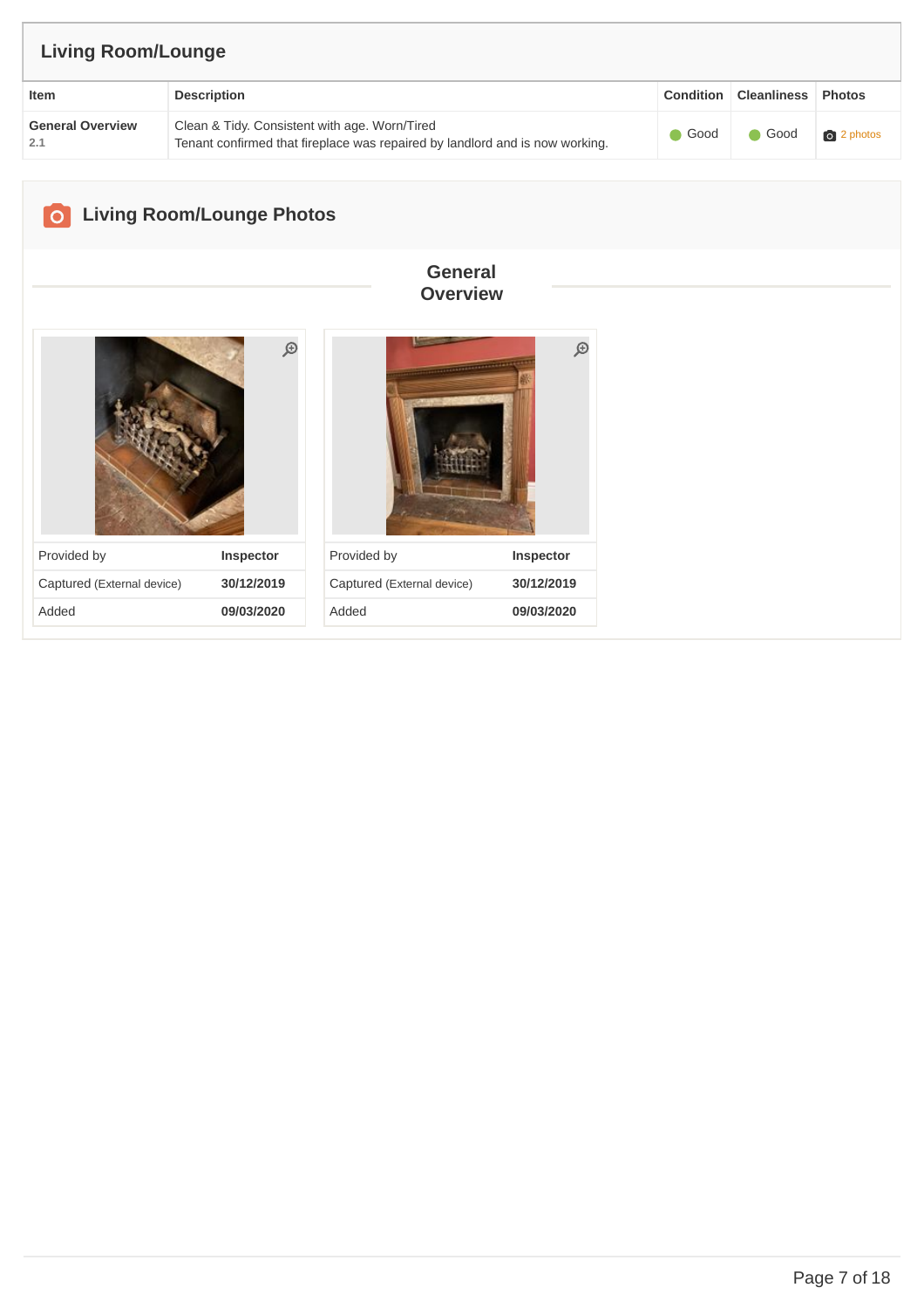## Living Room/Lounge

| Item | Description | Condition | Cleanliness | Photos |
|---|---|---|---|---|
| **General Overview** 2.1 | Clean & Tidy. Consistent with age. Worn/Tired<br>Tenant confirmed that fireplace was repaired by landlord and is now working. | Good | Good | 2 photos |

### Living Room/Lounge Photos

**General Overview**

| Provided by | **Inspector** |
|---|---|
| Captured (External device) | **30/12/2019** |
| Added | **09/03/2020** |

| Provided by | **Inspector** |
|---|---|
| Captured (External device) | **30/12/2019** |
| Added | **09/03/2020** |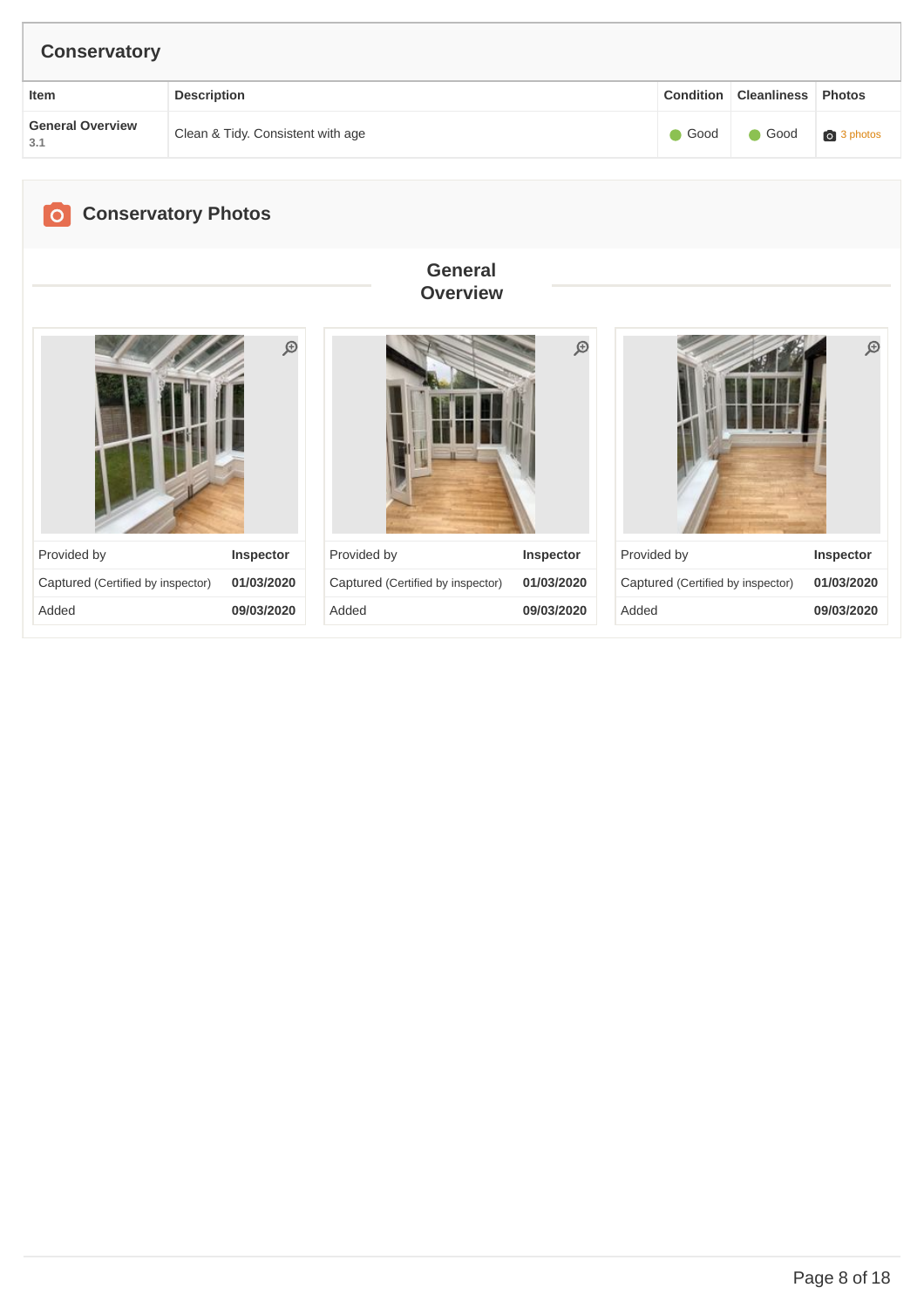## Conservatory

| Item | Description | Condition | Cleanliness | Photos |
|---|---|---|---|---|
| **General Overview** 3.1 | Clean & Tidy. Consistent with age | Good | Good | 3 photos |

## Conservatory Photos

### General Overview

| Provided by | Inspector |
|---|---|
| Captured (Certified by inspector) | 01/03/2020 |
| Added | 09/03/2020 |

| Provided by | Inspector |
|---|---|
| Captured (Certified by inspector) | 01/03/2020 |
| Added | 09/03/2020 |

| Provided by | Inspector |
|---|---|
| Captured (Certified by inspector) | 01/03/2020 |
| Added | 09/03/2020 |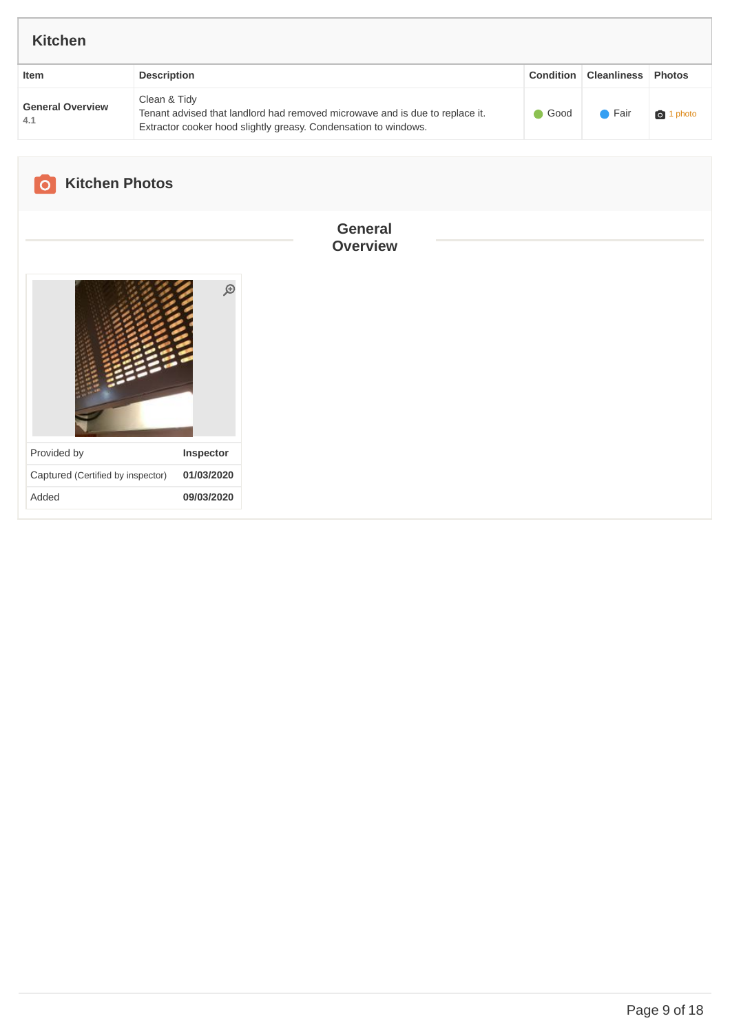## Kitchen

| Item | Description | Condition | Cleanliness | Photos |
|---|---|---|---|---|
| **General Overview** 4.1 | Clean & Tidy<br>Tenant advised that landlord had removed microwave and is due to replace it.<br>Extractor cooker hood slightly greasy. Condensation to windows. | Good | Fair | 1 photo |

## Kitchen Photos

### General Overview

| Provided by | **Inspector** |
|---|---|
| Captured (Certified by inspector) | **01/03/2020** |
| Added | **09/03/2020** |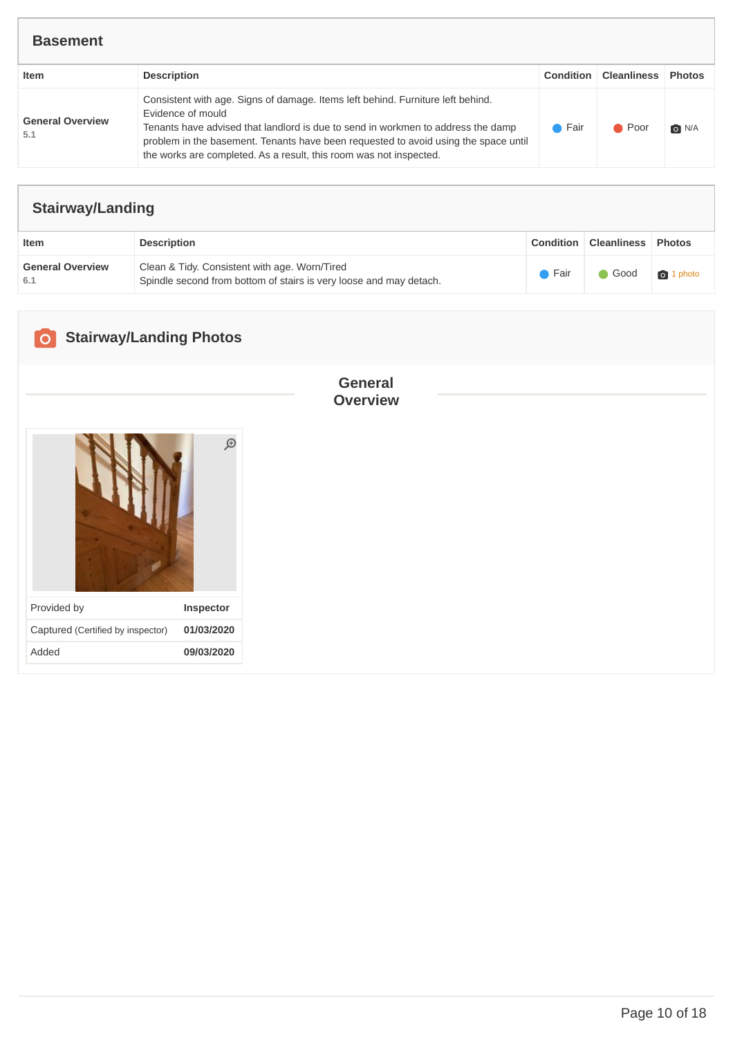## Basement

| Item | Description | Condition | Cleanliness | Photos |
|---|---|---|---|---|
| **General Overview** 5.1 | Consistent with age. Signs of damage. Items left behind. Furniture left behind. Evidence of mould<br>Tenants have advised that landlord is due to send in workmen to address the damp problem in the basement. Tenants have been requested to avoid using the space until the works are completed. As a result, this room was not inspected. | Fair | Poor | N/A |

## Stairway/Landing

| Item | Description | Condition | Cleanliness | Photos |
|---|---|---|---|---|
| **General Overview** 6.1 | Clean & Tidy. Consistent with age. Worn/Tired<br>Spindle second from bottom of stairs is very loose and may detach. | Fair | Good | 1 photo |

## Stairway/Landing Photos

### General Overview

| Provided by | Inspector |
|---|---|
| Captured (Certified by inspector) | 01/03/2020 |
| Added | 09/03/2020 |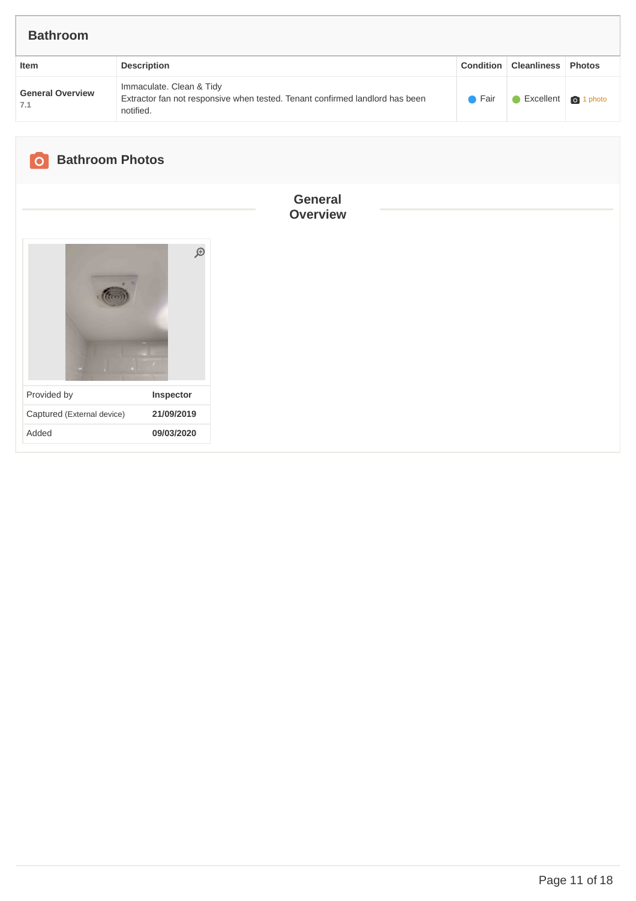## Bathroom

| Item | Description | Condition | Cleanliness | Photos |
|---|---|---|---|---|
| **General Overview** 7.1 | Immaculate. Clean & Tidy<br>Extractor fan not responsive when tested. Tenant confirmed landlord has been notified. | Fair | Excellent | 1 photo |

## Bathroom Photos

### General Overview

| Provided by | **Inspector** |
|---|---|
| Captured (External device) | **21/09/2019** |
| Added | **09/03/2020** |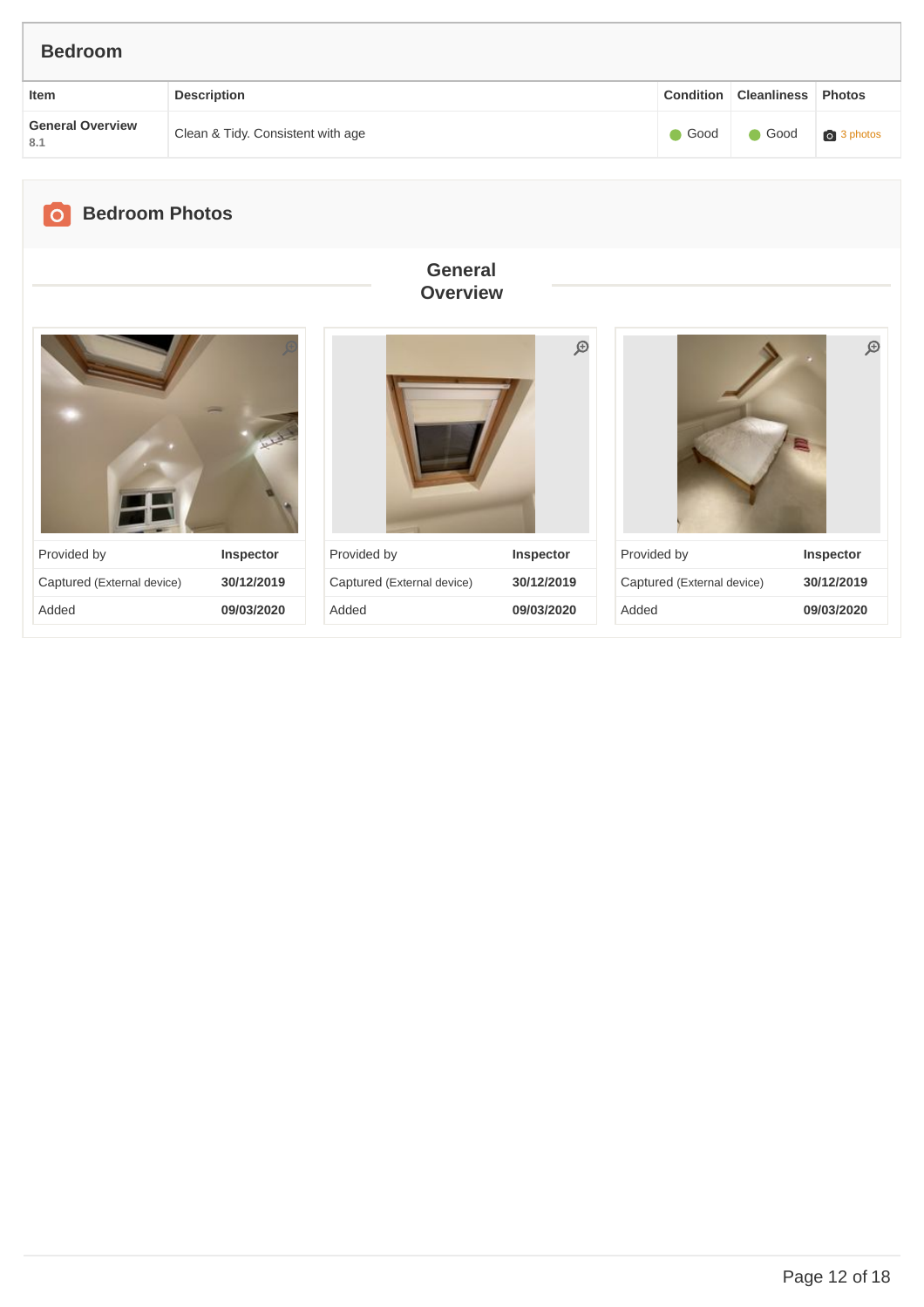## Bedroom

| Item | Description | Condition | Cleanliness | Photos |
|---|---|---|---|---|
| **General Overview** 8.1 | Clean & Tidy. Consistent with age | Good | Good | 3 photos |

## Bedroom Photos

### General Overview

| Provided by | **Inspector** |
|---|---|
| Captured (External device) | **30/12/2019** |
| Added | **09/03/2020** |

| Provided by | **Inspector** |
|---|---|
| Captured (External device) | **30/12/2019** |
| Added | **09/03/2020** |

| Provided by | **Inspector** |
|---|---|
| Captured (External device) | **30/12/2019** |
| Added | **09/03/2020** |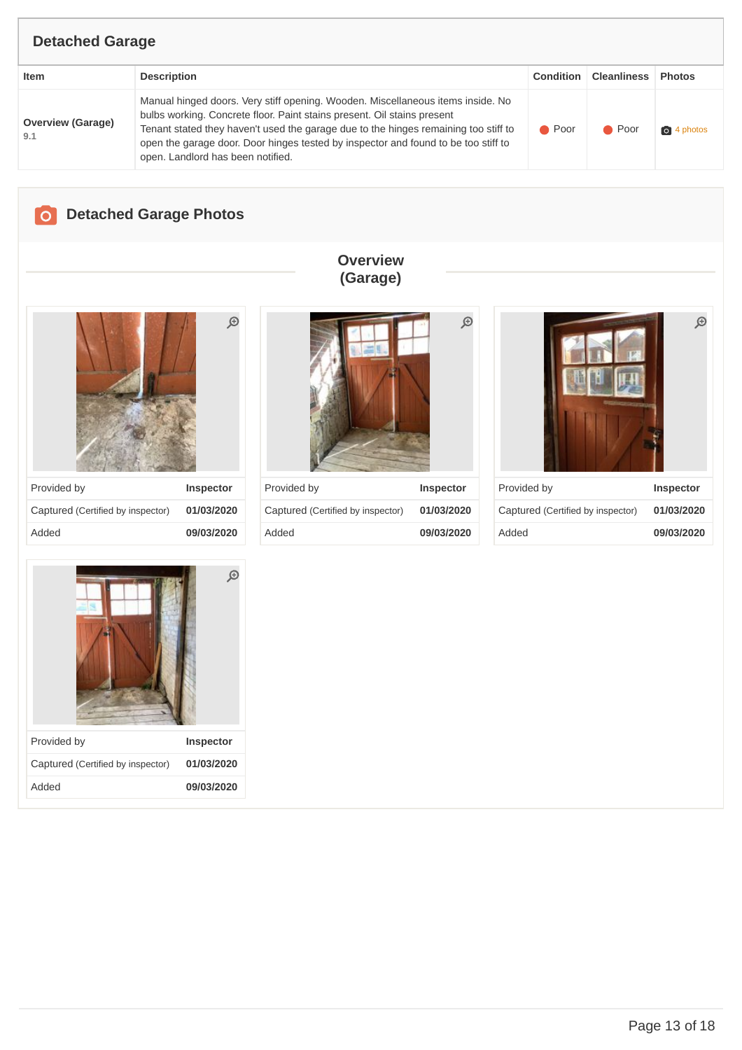## Detached Garage

| Item | Description | Condition | Cleanliness | Photos |
|---|---|---|---|---|
| **Overview (Garage)** 9.1 | Manual hinged doors. Very stiff opening. Wooden. Miscellaneous items inside. No bulbs working. Concrete floor. Paint stains present. Oil stains present Tenant stated they haven't used the garage due to the hinges remaining too stiff to open the garage door. Door hinges tested by inspector and found to be too stiff to open. Landlord has been notified. | Poor | Poor | 4 photos |

## Detached Garage Photos

### Overview (Garage)

| Provided by | Inspector |
|---|---|
| Captured (Certified by inspector) | 01/03/2020 |
| Added | 09/03/2020 |

| Provided by | Inspector |
|---|---|
| Captured (Certified by inspector) | 01/03/2020 |
| Added | 09/03/2020 |

| Provided by | Inspector |
|---|---|
| Captured (Certified by inspector) | 01/03/2020 |
| Added | 09/03/2020 |

| Provided by | Inspector |
|---|---|
| Captured (Certified by inspector) | 01/03/2020 |
| Added | 09/03/2020 |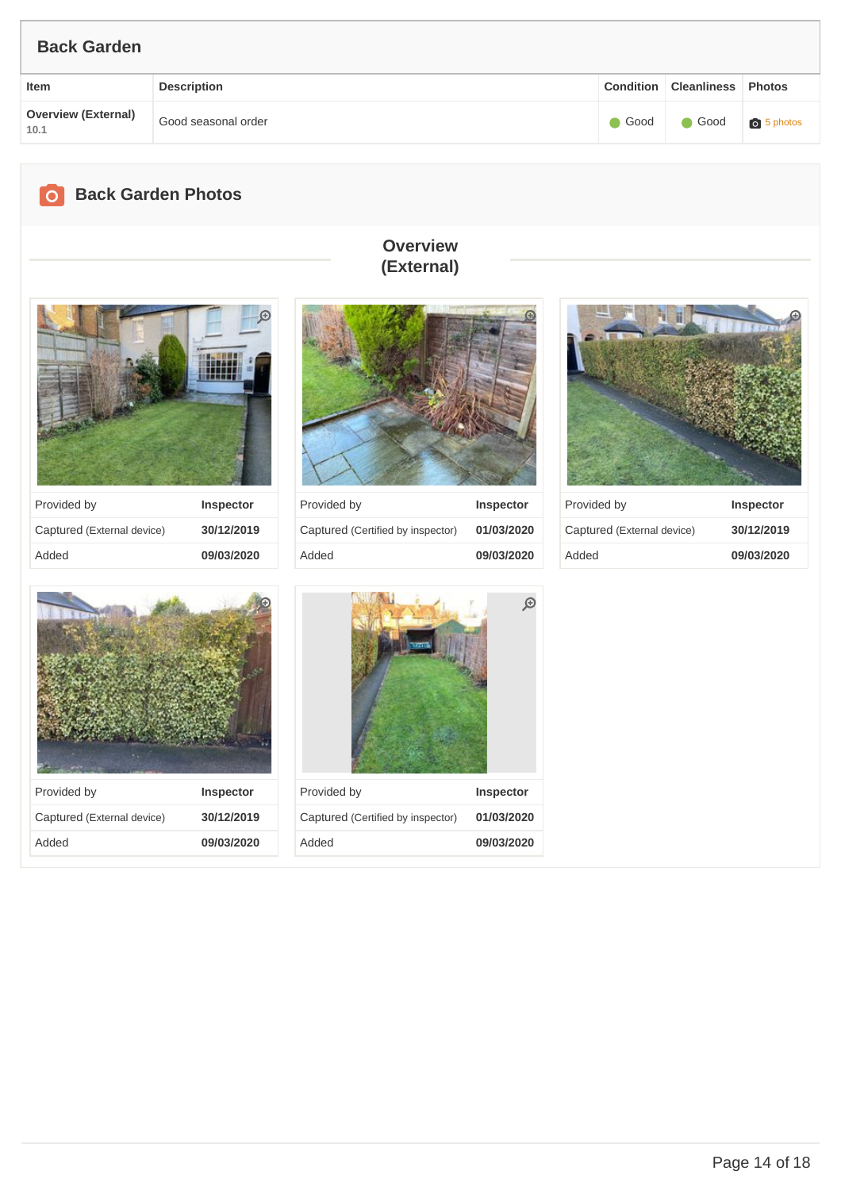## Back Garden

| Item | Description | Condition | Cleanliness | Photos |
|---|---|---|---|---|
| **Overview (External)** 10.1 | Good seasonal order | Good | Good | 5 photos |

## Back Garden Photos

### Overview (External)

| Provided by | Inspector |
|---|---|
| Captured (External device) | 30/12/2019 |
| Added | 09/03/2020 |

| Provided by | Inspector |
|---|---|
| Captured (Certified by inspector) | 01/03/2020 |
| Added | 09/03/2020 |

| Provided by | Inspector |
|---|---|
| Captured (External device) | 30/12/2019 |
| Added | 09/03/2020 |

| Provided by | Inspector |
|---|---|
| Captured (External device) | 30/12/2019 |
| Added | 09/03/2020 |

| Provided by | Inspector |
|---|---|
| Captured (Certified by inspector) | 01/03/2020 |
| Added | 09/03/2020 |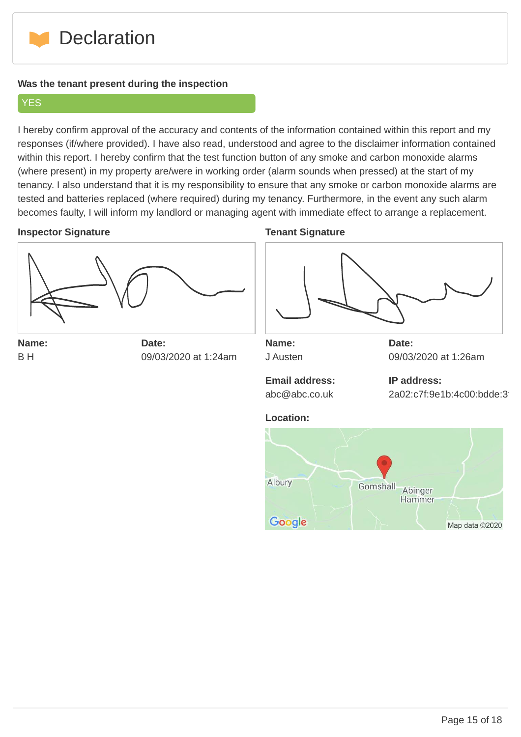# Declaration

**Was the tenant present during the inspection**

YES

I hereby confirm approval of the accuracy and contents of the information contained within this report and my responses (if/where provided). I have also read, understood and agree to the disclaimer information contained within this report. I hereby confirm that the test function button of any smoke and carbon monoxide alarms (where present) in my property are/were in working order (alarm sounds when pressed) at the start of my tenancy. I also understand that it is my responsibility to ensure that any smoke or carbon monoxide alarms are tested and batteries replaced (where required) during my tenancy. Furthermore, in the event any such alarm becomes faulty, I will inform my landlord or managing agent with immediate effect to arrange a replacement.

**Inspector Signature**

**Name:**
B H

**Date:**
09/03/2020 at 1:24am

**Tenant Signature**

**Name:**
J Austen

**Date:**
09/03/2020 at 1:26am

**Email address:**
abc@abc.co.uk

**IP address:**
2a02:c7f:9e1b:4c00:bdde:3

**Location:**

Albury
Gomshall
Abinger Hammer
Google
Map data ©2020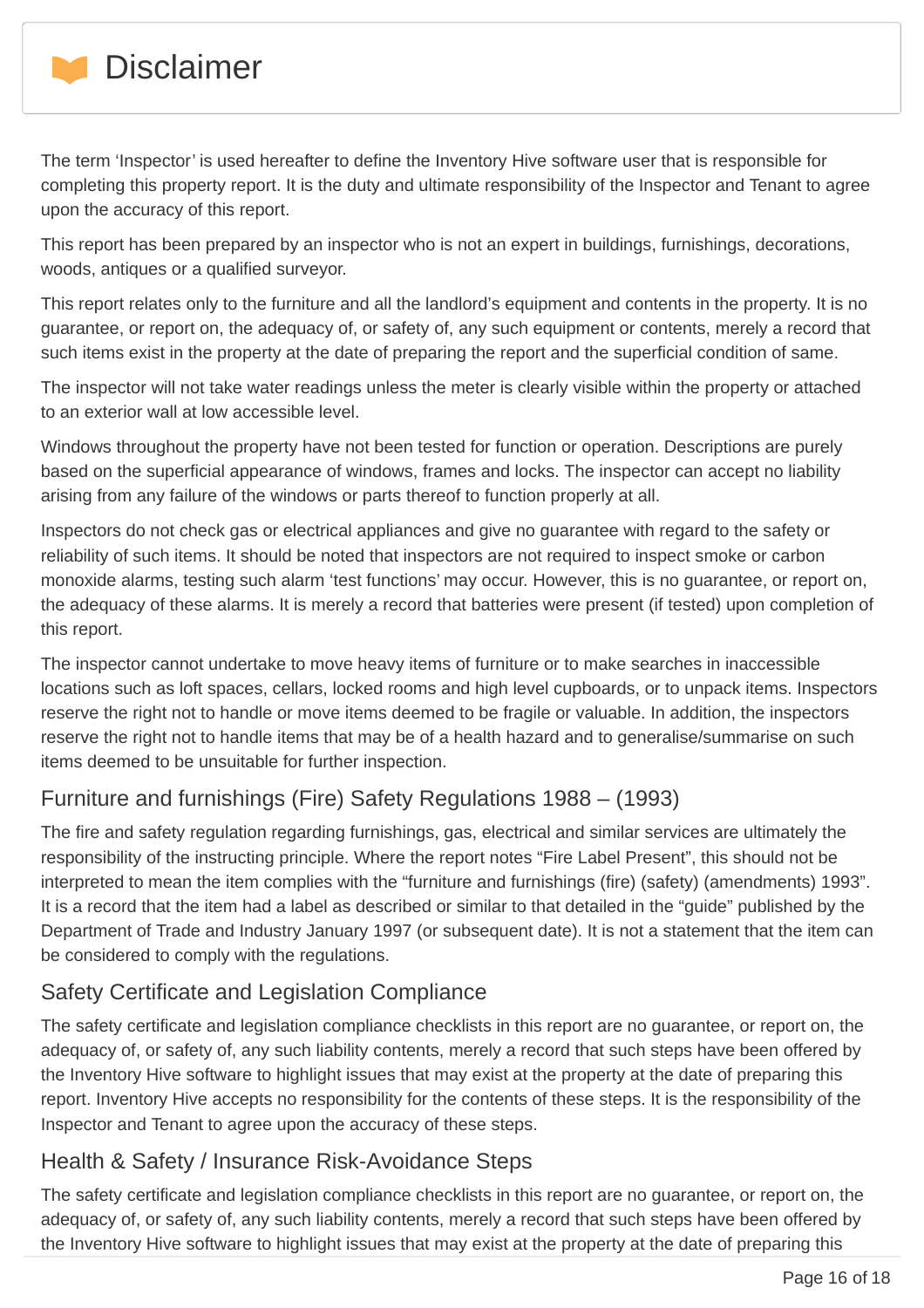# Disclaimer

The term 'Inspector' is used hereafter to define the Inventory Hive software user that is responsible for completing this property report. It is the duty and ultimate responsibility of the Inspector and Tenant to agree upon the accuracy of this report.

This report has been prepared by an inspector who is not an expert in buildings, furnishings, decorations, woods, antiques or a qualified surveyor.

This report relates only to the furniture and all the landlord's equipment and contents in the property. It is no guarantee, or report on, the adequacy of, or safety of, any such equipment or contents, merely a record that such items exist in the property at the date of preparing the report and the superficial condition of same.

The inspector will not take water readings unless the meter is clearly visible within the property or attached to an exterior wall at low accessible level.

Windows throughout the property have not been tested for function or operation. Descriptions are purely based on the superficial appearance of windows, frames and locks. The inspector can accept no liability arising from any failure of the windows or parts thereof to function properly at all.

Inspectors do not check gas or electrical appliances and give no guarantee with regard to the safety or reliability of such items. It should be noted that inspectors are not required to inspect smoke or carbon monoxide alarms, testing such alarm 'test functions' may occur. However, this is no guarantee, or report on, the adequacy of these alarms. It is merely a record that batteries were present (if tested) upon completion of this report.

The inspector cannot undertake to move heavy items of furniture or to make searches in inaccessible locations such as loft spaces, cellars, locked rooms and high level cupboards, or to unpack items. Inspectors reserve the right not to handle or move items deemed to be fragile or valuable. In addition, the inspectors reserve the right not to handle items that may be of a health hazard and to generalise/summarise on such items deemed to be unsuitable for further inspection.

## Furniture and furnishings (Fire) Safety Regulations 1988 – (1993)

The fire and safety regulation regarding furnishings, gas, electrical and similar services are ultimately the responsibility of the instructing principle. Where the report notes "Fire Label Present", this should not be interpreted to mean the item complies with the "furniture and furnishings (fire) (safety) (amendments) 1993". It is a record that the item had a label as described or similar to that detailed in the "guide" published by the Department of Trade and Industry January 1997 (or subsequent date). It is not a statement that the item can be considered to comply with the regulations.

## Safety Certificate and Legislation Compliance

The safety certificate and legislation compliance checklists in this report are no guarantee, or report on, the adequacy of, or safety of, any such liability contents, merely a record that such steps have been offered by the Inventory Hive software to highlight issues that may exist at the property at the date of preparing this report. Inventory Hive accepts no responsibility for the contents of these steps. It is the responsibility of the Inspector and Tenant to agree upon the accuracy of these steps.

## Health & Safety / Insurance Risk-Avoidance Steps

The safety certificate and legislation compliance checklists in this report are no guarantee, or report on, the adequacy of, or safety of, any such liability contents, merely a record that such steps have been offered by the Inventory Hive software to highlight issues that may exist at the property at the date of preparing this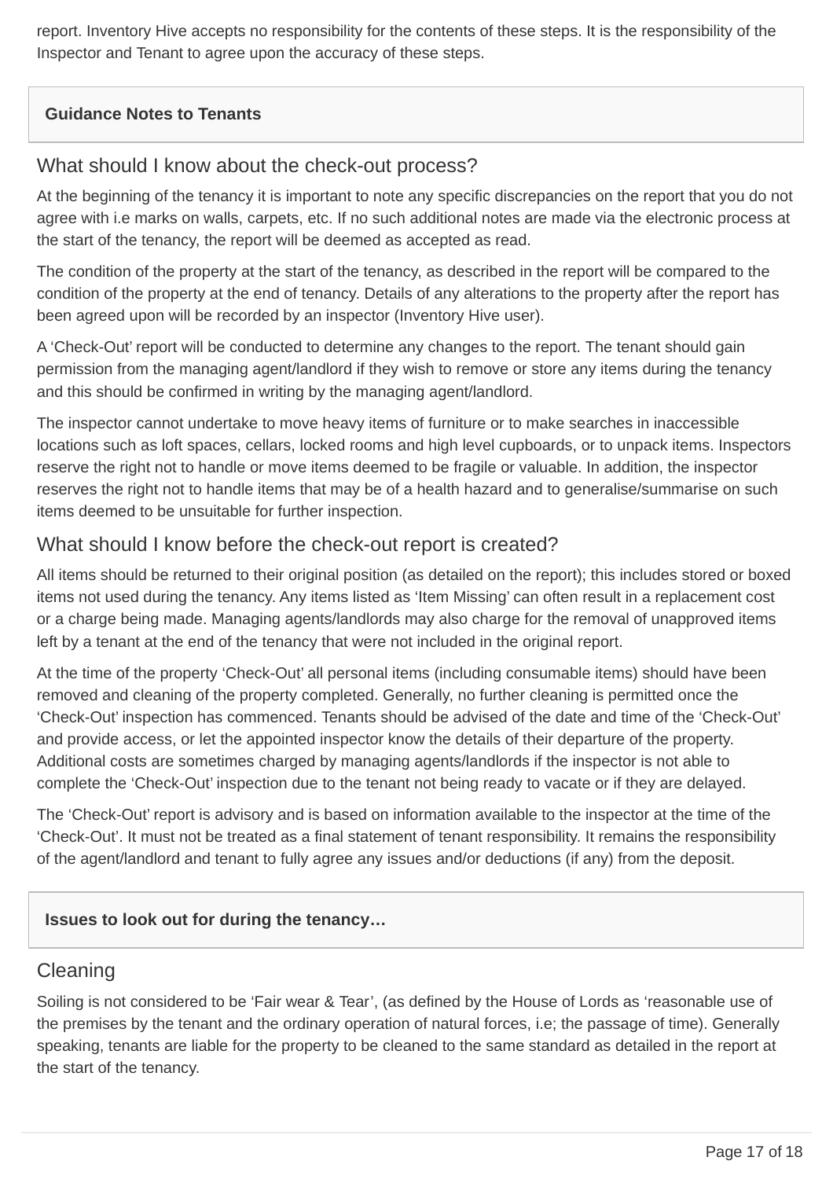report. Inventory Hive accepts no responsibility for the contents of these steps. It is the responsibility of the Inspector and Tenant to agree upon the accuracy of these steps.

## Guidance Notes to Tenants

### What should I know about the check-out process?

At the beginning of the tenancy it is important to note any specific discrepancies on the report that you do not agree with i.e marks on walls, carpets, etc. If no such additional notes are made via the electronic process at the start of the tenancy, the report will be deemed as accepted as read.

The condition of the property at the start of the tenancy, as described in the report will be compared to the condition of the property at the end of tenancy. Details of any alterations to the property after the report has been agreed upon will be recorded by an inspector (Inventory Hive user).

A 'Check-Out' report will be conducted to determine any changes to the report. The tenant should gain permission from the managing agent/landlord if they wish to remove or store any items during the tenancy and this should be confirmed in writing by the managing agent/landlord.

The inspector cannot undertake to move heavy items of furniture or to make searches in inaccessible locations such as loft spaces, cellars, locked rooms and high level cupboards, or to unpack items. Inspectors reserve the right not to handle or move items deemed to be fragile or valuable. In addition, the inspector reserves the right not to handle items that may be of a health hazard and to generalise/summarise on such items deemed to be unsuitable for further inspection.

### What should I know before the check-out report is created?

All items should be returned to their original position (as detailed on the report); this includes stored or boxed items not used during the tenancy. Any items listed as 'Item Missing' can often result in a replacement cost or a charge being made. Managing agents/landlords may also charge for the removal of unapproved items left by a tenant at the end of the tenancy that were not included in the original report.

At the time of the property 'Check-Out' all personal items (including consumable items) should have been removed and cleaning of the property completed. Generally, no further cleaning is permitted once the 'Check-Out' inspection has commenced. Tenants should be advised of the date and time of the 'Check-Out' and provide access, or let the appointed inspector know the details of their departure of the property. Additional costs are sometimes charged by managing agents/landlords if the inspector is not able to complete the 'Check-Out' inspection due to the tenant not being ready to vacate or if they are delayed.

The 'Check-Out' report is advisory and is based on information available to the inspector at the time of the 'Check-Out'. It must not be treated as a final statement of tenant responsibility. It remains the responsibility of the agent/landlord and tenant to fully agree any issues and/or deductions (if any) from the deposit.

## Issues to look out for during the tenancy…

### Cleaning

Soiling is not considered to be 'Fair wear & Tear', (as defined by the House of Lords as 'reasonable use of the premises by the tenant and the ordinary operation of natural forces, i.e; the passage of time). Generally speaking, tenants are liable for the property to be cleaned to the same standard as detailed in the report at the start of the tenancy.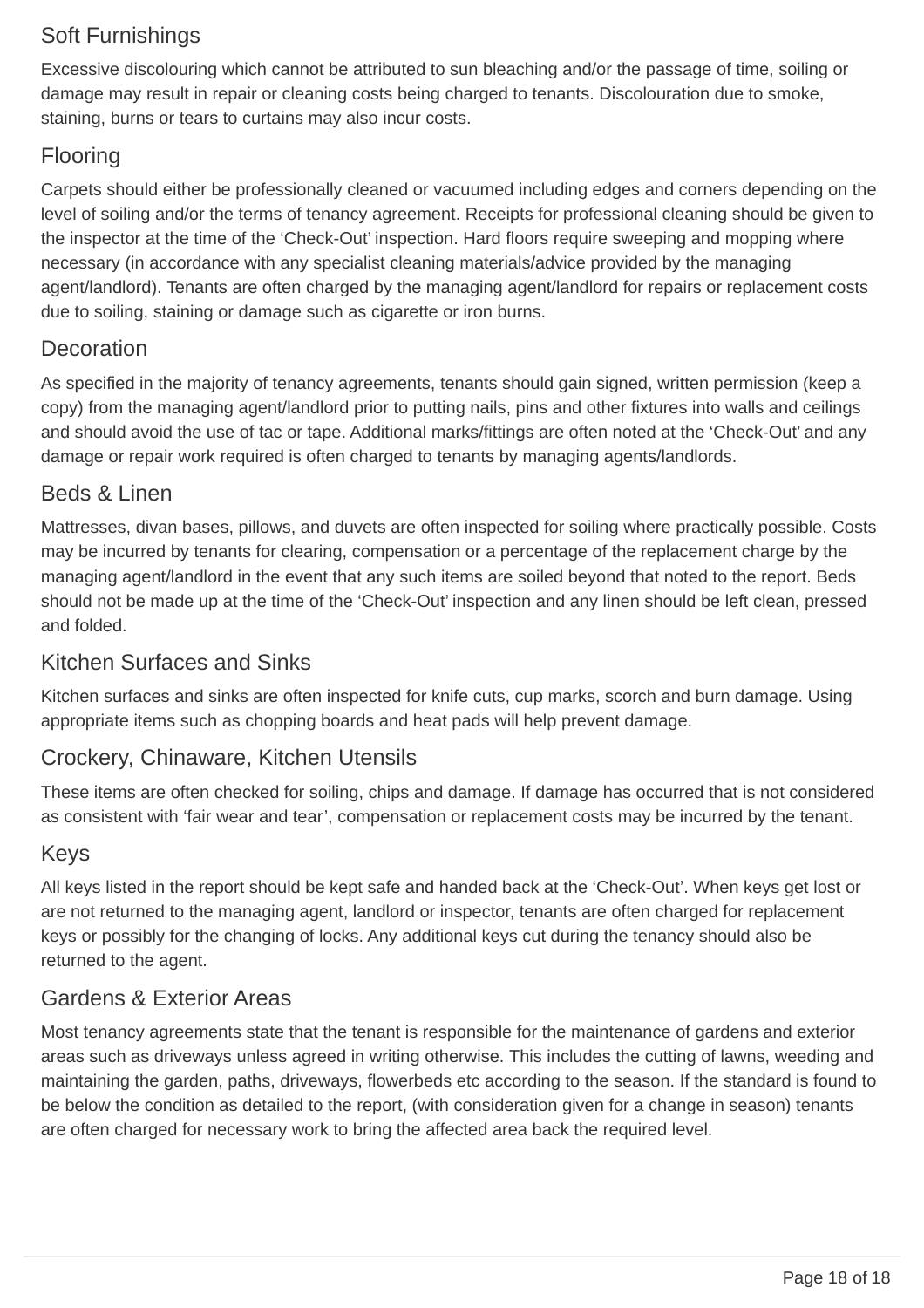## Soft Furnishings

Excessive discolouring which cannot be attributed to sun bleaching and/or the passage of time, soiling or damage may result in repair or cleaning costs being charged to tenants. Discolouration due to smoke, staining, burns or tears to curtains may also incur costs.

## Flooring

Carpets should either be professionally cleaned or vacuumed including edges and corners depending on the level of soiling and/or the terms of tenancy agreement. Receipts for professional cleaning should be given to the inspector at the time of the 'Check-Out' inspection. Hard floors require sweeping and mopping where necessary (in accordance with any specialist cleaning materials/advice provided by the managing agent/landlord). Tenants are often charged by the managing agent/landlord for repairs or replacement costs due to soiling, staining or damage such as cigarette or iron burns.

## Decoration

As specified in the majority of tenancy agreements, tenants should gain signed, written permission (keep a copy) from the managing agent/landlord prior to putting nails, pins and other fixtures into walls and ceilings and should avoid the use of tac or tape. Additional marks/fittings are often noted at the 'Check-Out' and any damage or repair work required is often charged to tenants by managing agents/landlords.

## Beds & Linen

Mattresses, divan bases, pillows, and duvets are often inspected for soiling where practically possible. Costs may be incurred by tenants for clearing, compensation or a percentage of the replacement charge by the managing agent/landlord in the event that any such items are soiled beyond that noted to the report. Beds should not be made up at the time of the 'Check-Out' inspection and any linen should be left clean, pressed and folded.

## Kitchen Surfaces and Sinks

Kitchen surfaces and sinks are often inspected for knife cuts, cup marks, scorch and burn damage. Using appropriate items such as chopping boards and heat pads will help prevent damage.

## Crockery, Chinaware, Kitchen Utensils

These items are often checked for soiling, chips and damage. If damage has occurred that is not considered as consistent with 'fair wear and tear', compensation or replacement costs may be incurred by the tenant.

## Keys

All keys listed in the report should be kept safe and handed back at the 'Check-Out'. When keys get lost or are not returned to the managing agent, landlord or inspector, tenants are often charged for replacement keys or possibly for the changing of locks. Any additional keys cut during the tenancy should also be returned to the agent.

## Gardens & Exterior Areas

Most tenancy agreements state that the tenant is responsible for the maintenance of gardens and exterior areas such as driveways unless agreed in writing otherwise. This includes the cutting of lawns, weeding and maintaining the garden, paths, driveways, flowerbeds etc according to the season. If the standard is found to be below the condition as detailed to the report, (with consideration given for a change in season) tenants are often charged for necessary work to bring the affected area back the required level.